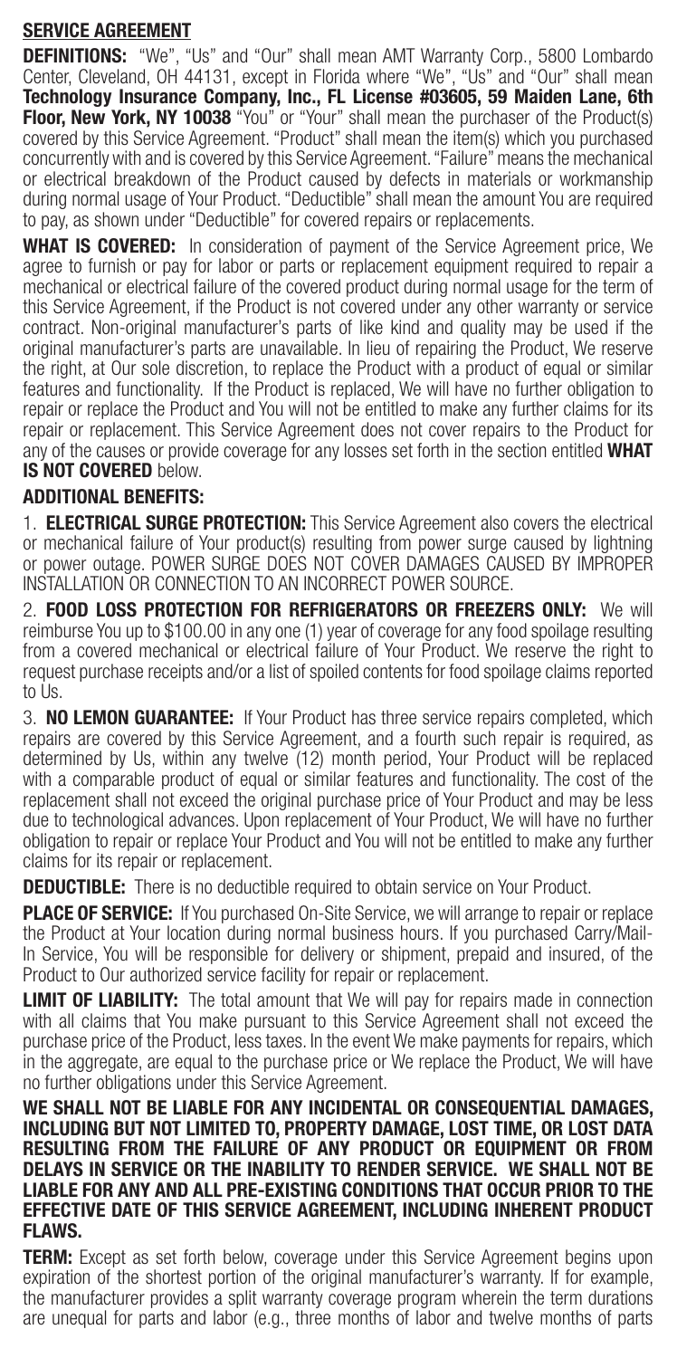## SERVICE AGREEMENT

**DEFINITIONS:** "We", "Us" and "Our" shall mean AMT Warranty Corp., 5800 Lombardo Center, Cleveland, OH 44131, except in Florida where "We", "Us" and "Our" shall mean **Technology Insurance Company, Inc., FL License #03605, 59 Maiden Lane, 6th Floor, New York, NY 10038** "You" or "Your" shall mean the purchaser of the Product(s) covered by this Service Agreement. "Product" shall mean the item(s) which you purchased concurrently with and is covered by this Service Agreement. "Failure" means the mechanical or electrical breakdown of the Product caused by defects in materials or workmanship during normal usage of Your Product. "Deductible" shall mean the amount You are required to pay, as shown under "Deductible" for covered repairs or replacements.

**WHAT IS COVERED:** In consideration of payment of the Service Agreement price, We agree to furnish or pay for labor or parts or replacement equipment required to repair a mechanical or electrical failure of the covered product during normal usage for the term of this Service Agreement, if the Product is not covered under any other warranty or service contract. Non-original manufacturer's parts of like kind and quality may be used if the original manufacturer's parts are unavailable. In lieu of repairing the Product, We reserve the right, at Our sole discretion, to replace the Product with a product of equal or similar features and functionality. If the Product is replaced, We will have no further obligation to repair or replace the Product and You will not be entitled to make any further claims for its repair or replacement. This Service Agreement does not cover repairs to the Product for any of the causes or provide coverage for any losses set forth in the section entitled **WHAT IS NOT COVERED** below.

**ADDITIONAL BENEFITS:**

1. **ELECTRICAL SURGE PROTECTION:** This Service Agreement also covers the electrical or mechanical failure of Your product(s) resulting from power surge caused by lightning or power outage. POWER SURGE DOES NOT COVER DAMAGES CAUSED BY IMPROPER INSTALLATION OR CONNECTION TO AN INCORRECT POWER SOURCE.

2. **FOOD LOSS PROTECTION FOR REFRIGERATORS OR FREEZERS ONLY:** We will reimburse You up to $100.00 in any one (1) year of coverage for any food spoilage resulting from a covered mechanical or electrical failure of Your Product. We reserve the right to request purchase receipts and/or a list of spoiled contents for food spoilage claims reported to Us.

3. **NO LEMON GUARANTEE:** If Your Product has three service repairs completed, which repairs are covered by this Service Agreement, and a fourth such repair is required, as determined by Us, within any twelve (12) month period, Your Product will be replaced with a comparable product of equal or similar features and functionality. The cost of the replacement shall not exceed the original purchase price of Your Product and may be less due to technological advances. Upon replacement of Your Product, We will have no further obligation to repair or replace Your Product and You will not be entitled to make any further claims for its repair or replacement.

**DEDUCTIBLE:** There is no deductible required to obtain service on Your Product.

**PLACE OF SERVICE:** If You purchased On-Site Service, we will arrange to repair or replace the Product at Your location during normal business hours. If you purchased Carry/Mail-In Service, You will be responsible for delivery or shipment, prepaid and insured, of the Product to Our authorized service facility for repair or replacement.

**LIMIT OF LIABILITY:** The total amount that We will pay for repairs made in connection with all claims that You make pursuant to this Service Agreement shall not exceed the purchase price of the Product, less taxes. In the event We make payments for repairs, which in the aggregate, are equal to the purchase price or We replace the Product, We will have no further obligations under this Service Agreement.

**WE SHALL NOT BE LIABLE FOR ANY INCIDENTAL OR CONSEQUENTIAL DAMAGES, INCLUDING BUT NOT LIMITED TO, PROPERTY DAMAGE, LOST TIME, OR LOST DATA RESULTING FROM THE FAILURE OF ANY PRODUCT OR EQUIPMENT OR FROM DELAYS IN SERVICE OR THE INABILITY TO RENDER SERVICE. WE SHALL NOT BE LIABLE FOR ANY AND ALL PRE-EXISTING CONDITIONS THAT OCCUR PRIOR TO THE EFFECTIVE DATE OF THIS SERVICE AGREEMENT, INCLUDING INHERENT PRODUCT FLAWS.**

**TERM:** Except as set forth below, coverage under this Service Agreement begins upon expiration of the shortest portion of the original manufacturer's warranty. If for example, the manufacturer provides a split warranty coverage program wherein the term durations are unequal for parts and labor (e.g., three months of labor and twelve months of parts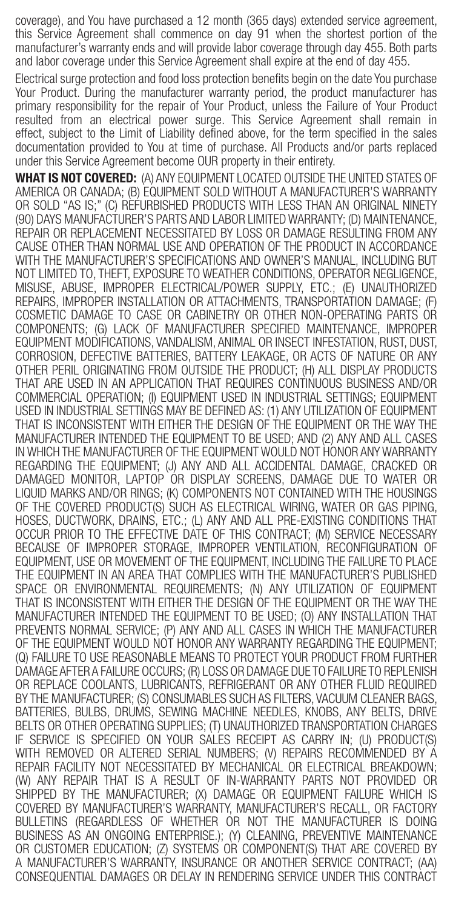coverage), and You have purchased a 12 month (365 days) extended service agreement, this Service Agreement shall commence on day 91 when the shortest portion of the manufacturer's warranty ends and will provide labor coverage through day 455. Both parts and labor coverage under this Service Agreement shall expire at the end of day 455.

Electrical surge protection and food loss protection benefits begin on the date You purchase Your Product. During the manufacturer warranty period, the product manufacturer has primary responsibility for the repair of Your Product, unless the Failure of Your Product resulted from an electrical power surge. This Service Agreement shall remain in effect, subject to the Limit of Liability defined above, for the term specified in the sales documentation provided to You at time of purchase. All Products and/or parts replaced under this Service Agreement become OUR property in their entirety.

**WHAT IS NOT COVERED:** (A) ANY EQUIPMENT LOCATED OUTSIDE THE UNITED STATES OF AMERICA OR CANADA; (B) EQUIPMENT SOLD WITHOUT A MANUFACTURER'S WARRANTY OR SOLD "AS IS;" (C) REFURBISHED PRODUCTS WITH LESS THAN AN ORIGINAL NINETY (90) DAYS MANUFACTURER'S PARTS AND LABOR LIMITED WARRANTY; (D) MAINTENANCE, REPAIR OR REPLACEMENT NECESSITATED BY LOSS OR DAMAGE RESULTING FROM ANY CAUSE OTHER THAN NORMAL USE AND OPERATION OF THE PRODUCT IN ACCORDANCE WITH THE MANUFACTURER'S SPECIFICATIONS AND OWNER'S MANUAL, INCLUDING BUT NOT LIMITED TO, THEFT, EXPOSURE TO WEATHER CONDITIONS, OPERATOR NEGLIGENCE, MISUSE, ABUSE, IMPROPER ELECTRICAL/POWER SUPPLY, ETC.; (E) UNAUTHORIZED REPAIRS, IMPROPER INSTALLATION OR ATTACHMENTS, TRANSPORTATION DAMAGE; (F) COSMETIC DAMAGE TO CASE OR CABINETRY OR OTHER NON-OPERATING PARTS OR COMPONENTS; (G) LACK OF MANUFACTURER SPECIFIED MAINTENANCE, IMPROPER EQUIPMENT MODIFICATIONS, VANDALISM, ANIMAL OR INSECT INFESTATION, RUST, DUST, CORROSION, DEFECTIVE BATTERIES, BATTERY LEAKAGE, OR ACTS OF NATURE OR ANY OTHER PERIL ORIGINATING FROM OUTSIDE THE PRODUCT; (H) ALL DISPLAY PRODUCTS THAT ARE USED IN AN APPLICATION THAT REQUIRES CONTINUOUS BUSINESS AND/OR COMMERCIAL OPERATION; (I) EQUIPMENT USED IN INDUSTRIAL SETTINGS; EQUIPMENT USED IN INDUSTRIAL SETTINGS MAY BE DEFINED AS: (1) ANY UTILIZATION OF EQUIPMENT THAT IS INCONSISTENT WITH EITHER THE DESIGN OF THE EQUIPMENT OR THE WAY THE MANUFACTURER INTENDED THE EQUIPMENT TO BE USED; AND (2) ANY AND ALL CASES IN WHICH THE MANUFACTURER OF THE EQUIPMENT WOULD NOT HONOR ANY WARRANTY REGARDING THE EQUIPMENT; (J) ANY AND ALL ACCIDENTAL DAMAGE, CRACKED OR DAMAGED MONITOR, LAPTOP OR DISPLAY SCREENS, DAMAGE DUE TO WATER OR LIQUID MARKS AND/OR RINGS; (K) COMPONENTS NOT CONTAINED WITH THE HOUSINGS OF THE COVERED PRODUCT(S) SUCH AS ELECTRICAL WIRING, WATER OR GAS PIPING, HOSES, DUCTWORK, DRAINS, ETC.; (L) ANY AND ALL PRE-EXISTING CONDITIONS THAT OCCUR PRIOR TO THE EFFECTIVE DATE OF THIS CONTRACT; (M) SERVICE NECESSARY BECAUSE OF IMPROPER STORAGE, IMPROPER VENTILATION, RECONFIGURATION OF EQUIPMENT, USE OR MOVEMENT OF THE EQUIPMENT, INCLUDING THE FAILURE TO PLACE THE EQUIPMENT IN AN AREA THAT COMPLIES WITH THE MANUFACTURER'S PUBLISHED SPACE OR ENVIRONMENTAL REQUIREMENTS; (N) ANY UTILIZATION OF EQUIPMENT THAT IS INCONSISTENT WITH EITHER THE DESIGN OF THE EQUIPMENT OR THE WAY THE MANUFACTURER INTENDED THE EQUIPMENT TO BE USED; (O) ANY INSTALLATION THAT PREVENTS NORMAL SERVICE; (P) ANY AND ALL CASES IN WHICH THE MANUFACTURER OF THE EQUIPMENT WOULD NOT HONOR ANY WARRANTY REGARDING THE EQUIPMENT; (Q) FAILURE TO USE REASONABLE MEANS TO PROTECT YOUR PRODUCT FROM FURTHER DAMAGE AFTER A FAILURE OCCURS; (R) LOSS OR DAMAGE DUE TO FAILURE TO REPLENISH OR REPLACE COOLANTS, LUBRICANTS, REFRIGERANT OR ANY OTHER FLUID REQUIRED BY THE MANUFACTURER; (S) CONSUMABLES SUCH AS FILTERS, VACUUM CLEANER BAGS, BATTERIES, BULBS, DRUMS, SEWING MACHINE NEEDLES, KNOBS, ANY BELTS, DRIVE BELTS OR OTHER OPERATING SUPPLIES; (T) UNAUTHORIZED TRANSPORTATION CHARGES IF SERVICE IS SPECIFIED ON YOUR SALES RECEIPT AS CARRY IN; (U) PRODUCT(S) WITH REMOVED OR ALTERED SERIAL NUMBERS; (V) REPAIRS RECOMMENDED BY A REPAIR FACILITY NOT NECESSITATED BY MECHANICAL OR ELECTRICAL BREAKDOWN; (W) ANY REPAIR THAT IS A RESULT OF IN-WARRANTY PARTS NOT PROVIDED OR SHIPPED BY THE MANUFACTURER; (X) DAMAGE OR EQUIPMENT FAILURE WHICH IS COVERED BY MANUFACTURER'S WARRANTY, MANUFACTURER'S RECALL, OR FACTORY BULLETINS (REGARDLESS OF WHETHER OR NOT THE MANUFACTURER IS DOING BUSINESS AS AN ONGOING ENTERPRISE.); (Y) CLEANING, PREVENTIVE MAINTENANCE OR CUSTOMER EDUCATION; (Z) SYSTEMS OR COMPONENT(S) THAT ARE COVERED BY A MANUFACTURER'S WARRANTY, INSURANCE OR ANOTHER SERVICE CONTRACT; (AA) CONSEQUENTIAL DAMAGES OR DELAY IN RENDERING SERVICE UNDER THIS CONTRACT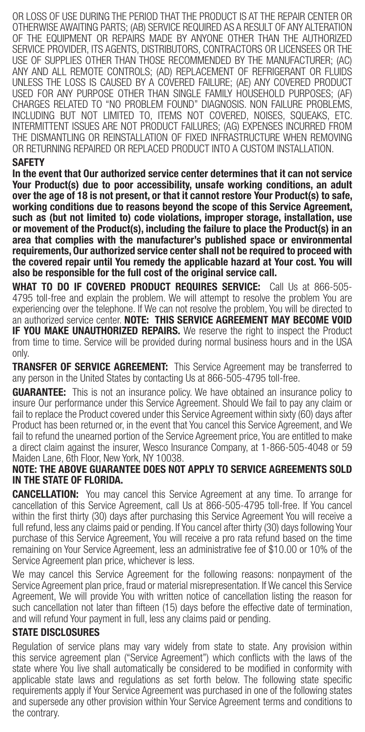OR LOSS OF USE DURING THE PERIOD THAT THE PRODUCT IS AT THE REPAIR CENTER OR OTHERWISE AWAITING PARTS; (AB) SERVICE REQUIRED AS A RESULT OF ANY ALTERATION OF THE EQUIPMENT OR REPAIRS MADE BY ANYONE OTHER THAN THE AUTHORIZED SERVICE PROVIDER, ITS AGENTS, DISTRIBUTORS, CONTRACTORS OR LICENSEES OR THE USE OF SUPPLIES OTHER THAN THOSE RECOMMENDED BY THE MANUFACTURER; (AC) ANY AND ALL REMOTE CONTROLS; (AD) REPLACEMENT OF REFRIGERANT OR FLUIDS UNLESS THE LOSS IS CAUSED BY A COVERED FAILURE; (AE) ANY COVERED PRODUCT USED FOR ANY PURPOSE OTHER THAN SINGLE FAMILY HOUSEHOLD PURPOSES; (AF) CHARGES RELATED TO "NO PROBLEM FOUND" DIAGNOSIS. NON FAILURE PROBLEMS, INCLUDING BUT NOT LIMITED TO, ITEMS NOT COVERED, NOISES, SQUEAKS, ETC. INTERMITTENT ISSUES ARE NOT PRODUCT FAILURES; (AG) EXPENSES INCURRED FROM THE DISMANTLING OR REINSTALLATION OF FIXED INFRASTRUCTURE WHEN REMOVING OR RETURNING REPAIRED OR REPLACED PRODUCT INTO A CUSTOM INSTALLATION.

## SAFETY

**In the event that Our authorized service center determines that it can not service Your Product(s) due to poor accessibility, unsafe working conditions, an adult over the age of 18 is not present, or that it cannot restore Your Product(s) to safe, working conditions due to reasons beyond the scope of this Service Agreement, such as (but not limited to) code violations, improper storage, installation, use or movement of the Product(s), including the failure to place the Product(s) in an area that complies with the manufacturer's published space or environmental requirements, Our authorized service center shall not be required to proceed with the covered repair until You remedy the applicable hazard at Your cost. You will also be responsible for the full cost of the original service call.**

**WHAT TO DO IF COVERED PRODUCT REQUIRES SERVICE:** Call Us at 866-505-4795 toll-free and explain the problem. We will attempt to resolve the problem You are experiencing over the telephone. If We can not resolve the problem, You will be directed to an authorized service center. **NOTE: THIS SERVICE AGREEMENT MAY BECOME VOID IF YOU MAKE UNAUTHORIZED REPAIRS.** We reserve the right to inspect the Product from time to time. Service will be provided during normal business hours and in the USA only.

**TRANSFER OF SERVICE AGREEMENT:** This Service Agreement may be transferred to any person in the United States by contacting Us at 866-505-4795 toll-free.

**GUARANTEE:** This is not an insurance policy. We have obtained an insurance policy to insure Our performance under this Service Agreement. Should We fail to pay any claim or fail to replace the Product covered under this Service Agreement within sixty (60) days after Product has been returned or, in the event that You cancel this Service Agreement, and We fail to refund the unearned portion of the Service Agreement price, You are entitled to make a direct claim against the insurer, Wesco Insurance Company, at 1-866-505-4048 or 59 Maiden Lane, 6th Floor, New York, NY 10038.

**NOTE: THE ABOVE GUARANTEE DOES NOT APPLY TO SERVICE AGREEMENTS SOLD IN THE STATE OF FLORIDA.**

**CANCELLATION:** You may cancel this Service Agreement at any time. To arrange for cancellation of this Service Agreement, call Us at 866-505-4795 toll-free. If You cancel within the first thirty (30) days after purchasing this Service Agreement You will receive a full refund, less any claims paid or pending. If You cancel after thirty (30) days following Your purchase of this Service Agreement, You will receive a pro rata refund based on the time remaining on Your Service Agreement, less an administrative fee of $10.00 or 10% of the Service Agreement plan price, whichever is less.

We may cancel this Service Agreement for the following reasons: nonpayment of the Service Agreement plan price, fraud or material misrepresentation. If We cancel this Service Agreement, We will provide You with written notice of cancellation listing the reason for such cancellation not later than fifteen (15) days before the effective date of termination, and will refund Your payment in full, less any claims paid or pending.

## STATE DISCLOSURES

Regulation of service plans may vary widely from state to state. Any provision within this service agreement plan ("Service Agreement") which conflicts with the laws of the state where You live shall automatically be considered to be modified in conformity with applicable state laws and regulations as set forth below. The following state specific requirements apply if Your Service Agreement was purchased in one of the following states and supersede any other provision within Your Service Agreement terms and conditions to the contrary.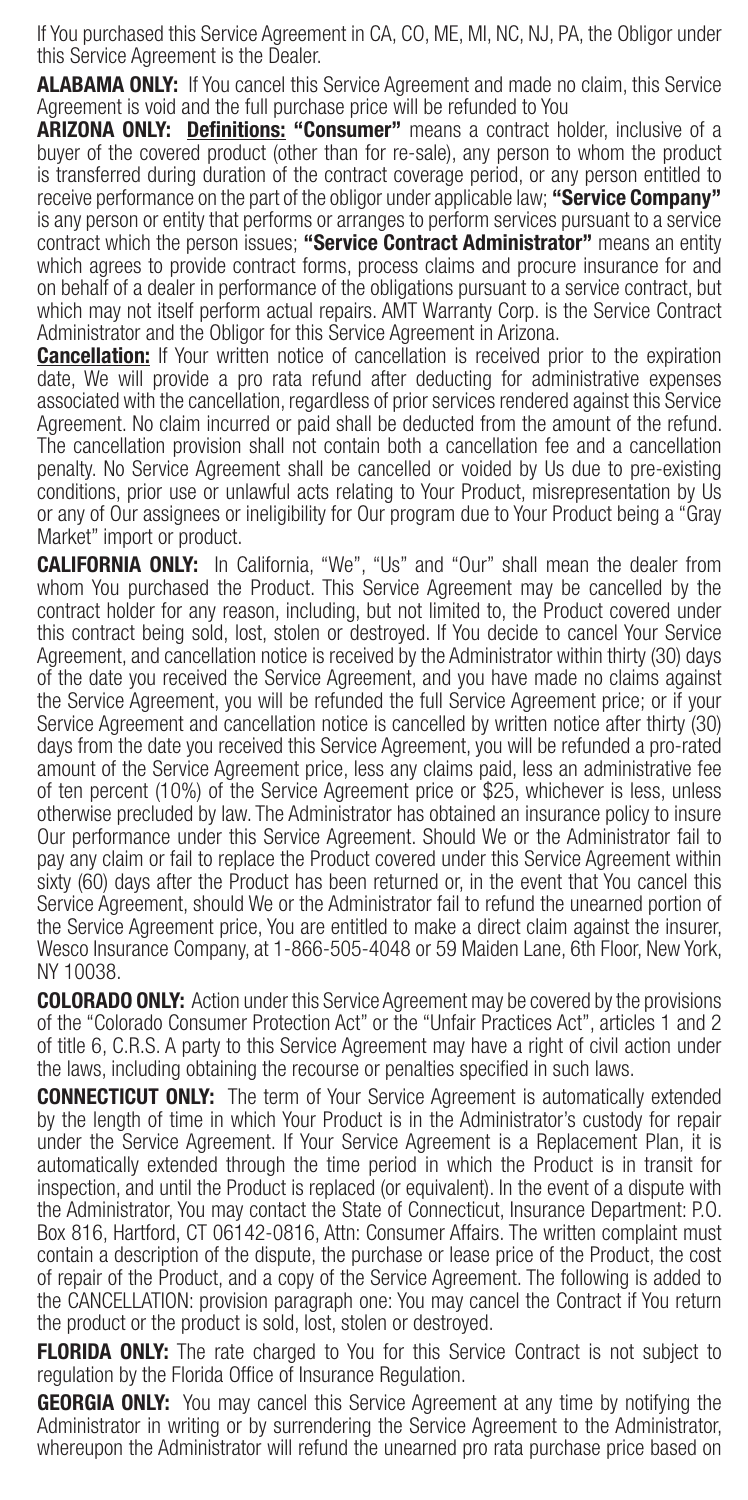If You purchased this Service Agreement in CA, CO, ME, MI, NC, NJ, PA, the Obligor under this Service Agreement is the Dealer.

**ALABAMA ONLY:** If You cancel this Service Agreement and made no claim, this Service Agreement is void and the full purchase price will be refunded to You

**ARIZONA ONLY:** **Definitions:** **"Consumer"** means a contract holder, inclusive of a buyer of the covered product (other than for re-sale), any person to whom the product is transferred during duration of the contract coverage period, or any person entitled to receive performance on the part of the obligor under applicable law; **"Service Company"** is any person or entity that performs or arranges to perform services pursuant to a service contract which the person issues; **"Service Contract Administrator"** means an entity which agrees to provide contract forms, process claims and procure insurance for and on behalf of a dealer in performance of the obligations pursuant to a service contract, but which may not itself perform actual repairs. AMT Warranty Corp. is the Service Contract Administrator and the Obligor for this Service Agreement in Arizona.

**Cancellation:** If Your written notice of cancellation is received prior to the expiration date, We will provide a pro rata refund after deducting for administrative expenses associated with the cancellation, regardless of prior services rendered against this Service Agreement. No claim incurred or paid shall be deducted from the amount of the refund. The cancellation provision shall not contain both a cancellation fee and a cancellation penalty. No Service Agreement shall be cancelled or voided by Us due to pre-existing conditions, prior use or unlawful acts relating to Your Product, misrepresentation by Us or any of Our assignees or ineligibility for Our program due to Your Product being a "Gray Market" import or product.

**CALIFORNIA ONLY:** In California, "We", "Us" and "Our" shall mean the dealer from whom You purchased the Product. This Service Agreement may be cancelled by the contract holder for any reason, including, but not limited to, the Product covered under this contract being sold, lost, stolen or destroyed. If You decide to cancel Your Service Agreement, and cancellation notice is received by the Administrator within thirty (30) days of the date you received the Service Agreement, and you have made no claims against the Service Agreement, you will be refunded the full Service Agreement price; or if your Service Agreement and cancellation notice is cancelled by written notice after thirty (30) days from the date you received this Service Agreement, you will be refunded a pro-rated amount of the Service Agreement price, less any claims paid, less an administrative fee of ten percent (10%) of the Service Agreement price or $25, whichever is less, unless otherwise precluded by law. The Administrator has obtained an insurance policy to insure Our performance under this Service Agreement. Should We or the Administrator fail to pay any claim or fail to replace the Product covered under this Service Agreement within sixty (60) days after the Product has been returned or, in the event that You cancel this Service Agreement, should We or the Administrator fail to refund the unearned portion of the Service Agreement price, You are entitled to make a direct claim against the insurer, Wesco Insurance Company, at 1-866-505-4048 or 59 Maiden Lane, 6th Floor, New York, NY 10038.

**COLORADO ONLY:** Action under this Service Agreement may be covered by the provisions of the "Colorado Consumer Protection Act" or the "Unfair Practices Act", articles 1 and 2 of title 6, C.R.S. A party to this Service Agreement may have a right of civil action under the laws, including obtaining the recourse or penalties specified in such laws.

**CONNECTICUT ONLY:** The term of Your Service Agreement is automatically extended by the length of time in which Your Product is in the Administrator's custody for repair under the Service Agreement. If Your Service Agreement is a Replacement Plan, it is automatically extended through the time period in which the Product is in transit for inspection, and until the Product is replaced (or equivalent). In the event of a dispute with the Administrator, You may contact the State of Connecticut, Insurance Department: P.O. Box 816, Hartford, CT 06142-0816, Attn: Consumer Affairs. The written complaint must contain a description of the dispute, the purchase or lease price of the Product, the cost of repair of the Product, and a copy of the Service Agreement. The following is added to the CANCELLATION: provision paragraph one: You may cancel the Contract if You return the product or the product is sold, lost, stolen or destroyed.

**FLORIDA ONLY:** The rate charged to You for this Service Contract is not subject to regulation by the Florida Office of Insurance Regulation.

**GEORGIA ONLY:** You may cancel this Service Agreement at any time by notifying the Administrator in writing or by surrendering the Service Agreement to the Administrator, whereupon the Administrator will refund the unearned pro rata purchase price based on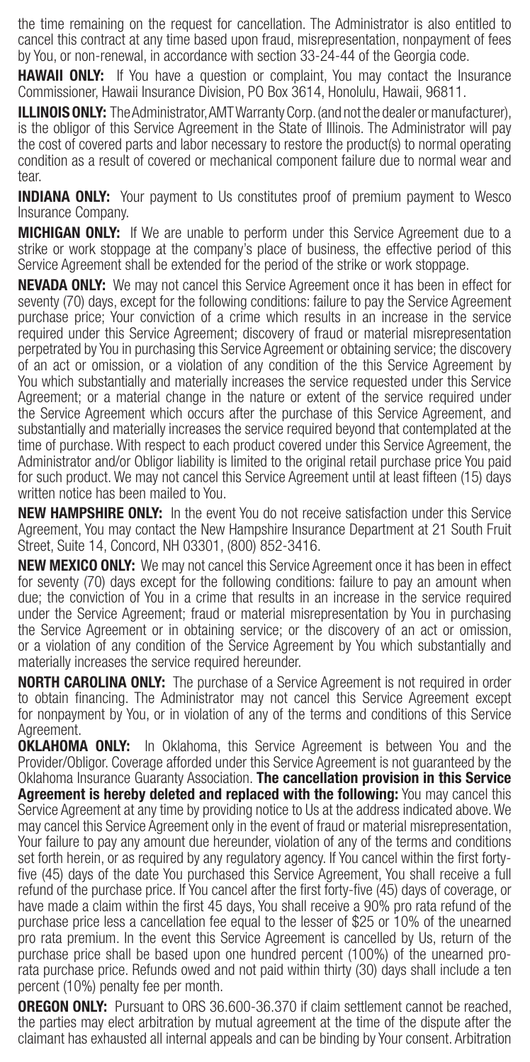the time remaining on the request for cancellation. The Administrator is also entitled to cancel this contract at any time based upon fraud, misrepresentation, nonpayment of fees by You, or non-renewal, in accordance with section 33-24-44 of the Georgia code.

**HAWAII ONLY:** If You have a question or complaint, You may contact the Insurance Commissioner, Hawaii Insurance Division, PO Box 3614, Honolulu, Hawaii, 96811.

**ILLINOIS ONLY:** The Administrator, AMT Warranty Corp. (and not the dealer or manufacturer), is the obligor of this Service Agreement in the State of Illinois. The Administrator will pay the cost of covered parts and labor necessary to restore the product(s) to normal operating condition as a result of covered or mechanical component failure due to normal wear and tear.

**INDIANA ONLY:** Your payment to Us constitutes proof of premium payment to Wesco Insurance Company.

**MICHIGAN ONLY:** If We are unable to perform under this Service Agreement due to a strike or work stoppage at the company's place of business, the effective period of this Service Agreement shall be extended for the period of the strike or work stoppage.

**NEVADA ONLY:** We may not cancel this Service Agreement once it has been in effect for seventy (70) days, except for the following conditions: failure to pay the Service Agreement purchase price; Your conviction of a crime which results in an increase in the service required under this Service Agreement; discovery of fraud or material misrepresentation perpetrated by You in purchasing this Service Agreement or obtaining service; the discovery of an act or omission, or a violation of any condition of the this Service Agreement by You which substantially and materially increases the service requested under this Service Agreement; or a material change in the nature or extent of the service required under the Service Agreement which occurs after the purchase of this Service Agreement, and substantially and materially increases the service required beyond that contemplated at the time of purchase. With respect to each product covered under this Service Agreement, the Administrator and/or Obligor liability is limited to the original retail purchase price You paid for such product. We may not cancel this Service Agreement until at least fifteen (15) days written notice has been mailed to You.

**NEW HAMPSHIRE ONLY:** In the event You do not receive satisfaction under this Service Agreement, You may contact the New Hampshire Insurance Department at 21 South Fruit Street, Suite 14, Concord, NH 03301, (800) 852-3416.

**NEW MEXICO ONLY:** We may not cancel this Service Agreement once it has been in effect for seventy (70) days except for the following conditions: failure to pay an amount when due; the conviction of You in a crime that results in an increase in the service required under the Service Agreement; fraud or material misrepresentation by You in purchasing the Service Agreement or in obtaining service; or the discovery of an act or omission, or a violation of any condition of the Service Agreement by You which substantially and materially increases the service required hereunder.

**NORTH CAROLINA ONLY:** The purchase of a Service Agreement is not required in order to obtain financing. The Administrator may not cancel this Service Agreement except for nonpayment by You, or in violation of any of the terms and conditions of this Service Agreement.

**OKLAHOMA ONLY:** In Oklahoma, this Service Agreement is between You and the Provider/Obligor. Coverage afforded under this Service Agreement is not guaranteed by the Oklahoma Insurance Guaranty Association. **The cancellation provision in this Service Agreement is hereby deleted and replaced with the following:** You may cancel this Service Agreement at any time by providing notice to Us at the address indicated above. We may cancel this Service Agreement only in the event of fraud or material misrepresentation, Your failure to pay any amount due hereunder, violation of any of the terms and conditions set forth herein, or as required by any regulatory agency. If You cancel within the first forty-five (45) days of the date You purchased this Service Agreement, You shall receive a full refund of the purchase price. If You cancel after the first forty-five (45) days of coverage, or have made a claim within the first 45 days, You shall receive a 90% pro rata refund of the purchase price less a cancellation fee equal to the lesser of $25 or 10% of the unearned pro rata premium. In the event this Service Agreement is cancelled by Us, return of the purchase price shall be based upon one hundred percent (100%) of the unearned pro-rata purchase price. Refunds owed and not paid within thirty (30) days shall include a ten percent (10%) penalty fee per month.

**OREGON ONLY:** Pursuant to ORS 36.600-36.370 if claim settlement cannot be reached, the parties may elect arbitration by mutual agreement at the time of the dispute after the claimant has exhausted all internal appeals and can be binding by Your consent. Arbitration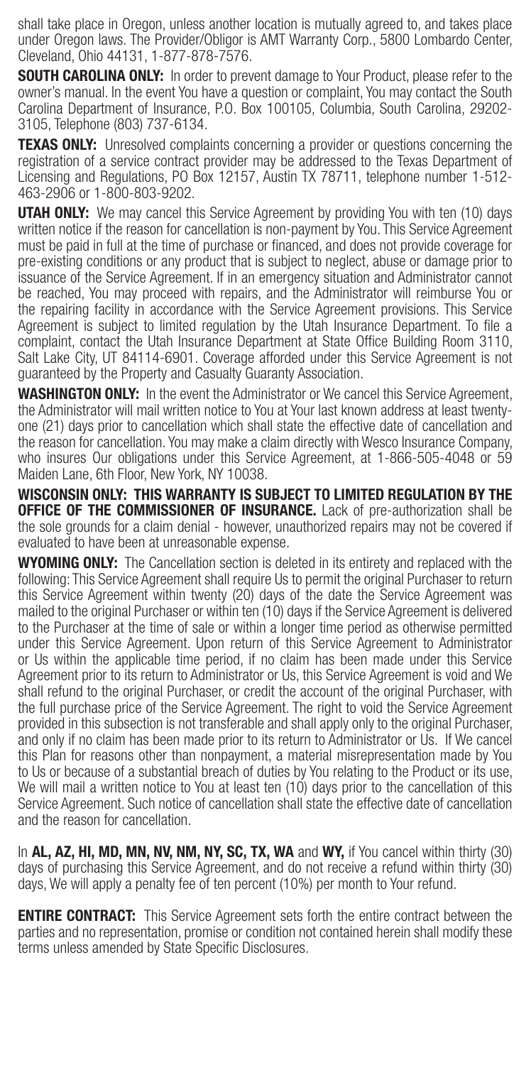shall take place in Oregon, unless another location is mutually agreed to, and takes place under Oregon laws. The Provider/Obligor is AMT Warranty Corp., 5800 Lombardo Center, Cleveland, Ohio 44131, 1-877-878-7576.

**SOUTH CAROLINA ONLY:** In order to prevent damage to Your Product, please refer to the owner's manual. In the event You have a question or complaint, You may contact the South Carolina Department of Insurance, P.O. Box 100105, Columbia, South Carolina, 29202-3105, Telephone (803) 737-6134.

**TEXAS ONLY:** Unresolved complaints concerning a provider or questions concerning the registration of a service contract provider may be addressed to the Texas Department of Licensing and Regulations, PO Box 12157, Austin TX 78711, telephone number 1-512-463-2906 or 1-800-803-9202.

**UTAH ONLY:** We may cancel this Service Agreement by providing You with ten (10) days written notice if the reason for cancellation is non-payment by You. This Service Agreement must be paid in full at the time of purchase or financed, and does not provide coverage for pre-existing conditions or any product that is subject to neglect, abuse or damage prior to issuance of the Service Agreement. If in an emergency situation and Administrator cannot be reached, You may proceed with repairs, and the Administrator will reimburse You or the repairing facility in accordance with the Service Agreement provisions. This Service Agreement is subject to limited regulation by the Utah Insurance Department. To file a complaint, contact the Utah Insurance Department at State Office Building Room 3110, Salt Lake City, UT 84114-6901. Coverage afforded under this Service Agreement is not guaranteed by the Property and Casualty Guaranty Association.

**WASHINGTON ONLY:** In the event the Administrator or We cancel this Service Agreement, the Administrator will mail written notice to You at Your last known address at least twenty-one (21) days prior to cancellation which shall state the effective date of cancellation and the reason for cancellation. You may make a claim directly with Wesco Insurance Company, who insures Our obligations under this Service Agreement, at 1-866-505-4048 or 59 Maiden Lane, 6th Floor, New York, NY 10038.

**WISCONSIN ONLY: THIS WARRANTY IS SUBJECT TO LIMITED REGULATION BY THE OFFICE OF THE COMMISSIONER OF INSURANCE.** Lack of pre-authorization shall be the sole grounds for a claim denial - however, unauthorized repairs may not be covered if evaluated to have been at unreasonable expense.

**WYOMING ONLY:** The Cancellation section is deleted in its entirety and replaced with the following: This Service Agreement shall require Us to permit the original Purchaser to return this Service Agreement within twenty (20) days of the date the Service Agreement was mailed to the original Purchaser or within ten (10) days if the Service Agreement is delivered to the Purchaser at the time of sale or within a longer time period as otherwise permitted under this Service Agreement. Upon return of this Service Agreement to Administrator or Us within the applicable time period, if no claim has been made under this Service Agreement prior to its return to Administrator or Us, this Service Agreement is void and We shall refund to the original Purchaser, or credit the account of the original Purchaser, with the full purchase price of the Service Agreement. The right to void the Service Agreement provided in this subsection is not transferable and shall apply only to the original Purchaser, and only if no claim has been made prior to its return to Administrator or Us. If We cancel this Plan for reasons other than nonpayment, a material misrepresentation made by You to Us or because of a substantial breach of duties by You relating to the Product or its use, We will mail a written notice to You at least ten (10) days prior to the cancellation of this Service Agreement. Such notice of cancellation shall state the effective date of cancellation and the reason for cancellation.

In **AL, AZ, HI, MD, MN, NV, NM, NY, SC, TX, WA** and **WY,** if You cancel within thirty (30) days of purchasing this Service Agreement, and do not receive a refund within thirty (30) days, We will apply a penalty fee of ten percent (10%) per month to Your refund.

**ENTIRE CONTRACT:** This Service Agreement sets forth the entire contract between the parties and no representation, promise or condition not contained herein shall modify these terms unless amended by State Specific Disclosures.